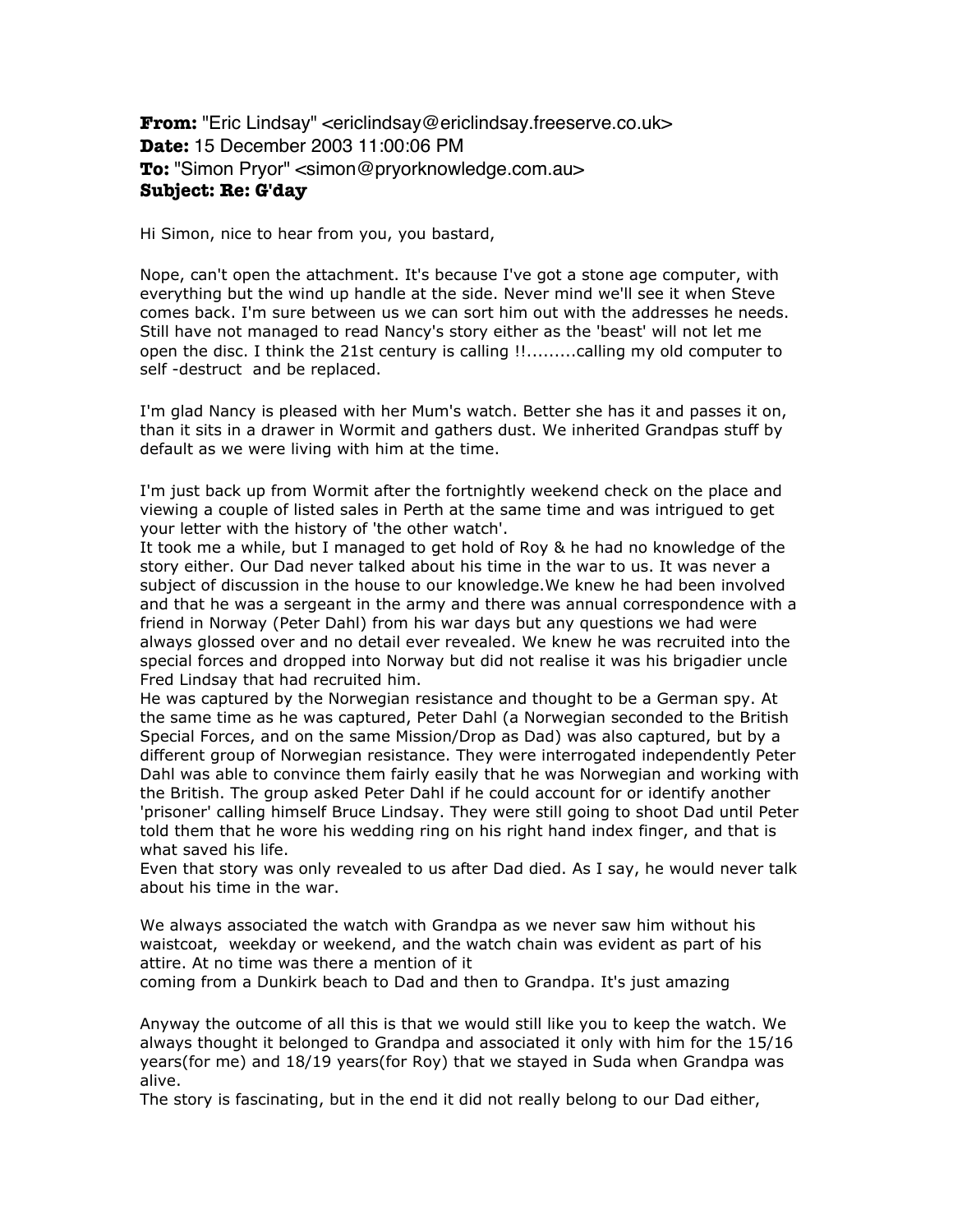**From:** "Eric Lindsay" <ericlindsay@ericlindsay.freeserve.co.uk>
**Date:** 15 December 2003 11:00:06 PM
**To:** "Simon Pryor" <simon@pryorknowledge.com.au>
**Subject: Re: G'day**

Hi Simon, nice to hear from you, you bastard,

Nope, can't open the attachment. It's because I've got a stone age computer, with everything but the wind up handle at the side. Never mind we'll see it when Steve comes back. I'm sure between us we can sort him out with the addresses he needs. Still have not managed to read Nancy's story either as the 'beast' will not let me open the disc. I think the 21st century is calling !!.........calling my old computer to self -destruct and be replaced.

I'm glad Nancy is pleased with her Mum's watch. Better she has it and passes it on, than it sits in a drawer in Wormit and gathers dust. We inherited Grandpas stuff by default as we were living with him at the time.

I'm just back up from Wormit after the fortnightly weekend check on the place and viewing a couple of listed sales in Perth at the same time and was intrigued to get your letter with the history of 'the other watch'.
It took me a while, but I managed to get hold of Roy & he had no knowledge of the story either. Our Dad never talked about his time in the war to us. It was never a subject of discussion in the house to our knowledge.We knew he had been involved and that he was a sergeant in the army and there was annual correspondence with a friend in Norway (Peter Dahl) from his war days but any questions we had were always glossed over and no detail ever revealed. We knew he was recruited into the special forces and dropped into Norway but did not realise it was his brigadier uncle Fred Lindsay that had recruited him.
He was captured by the Norwegian resistance and thought to be a German spy. At the same time as he was captured, Peter Dahl (a Norwegian seconded to the British Special Forces, and on the same Mission/Drop as Dad) was also captured, but by a different group of Norwegian resistance. They were interrogated independently Peter Dahl was able to convince them fairly easily that he was Norwegian and working with the British. The group asked Peter Dahl if he could account for or identify another 'prisoner' calling himself Bruce Lindsay. They were still going to shoot Dad until Peter told them that he wore his wedding ring on his right hand index finger, and that is what saved his life.
Even that story was only revealed to us after Dad died. As I say, he would never talk about his time in the war.

We always associated the watch with Grandpa as we never saw him without his waistcoat, weekday or weekend, and the watch chain was evident as part of his attire. At no time was there a mention of it
coming from a Dunkirk beach to Dad and then to Grandpa. It's just amazing

Anyway the outcome of all this is that we would still like you to keep the watch. We always thought it belonged to Grandpa and associated it only with him for the 15/16 years(for me) and 18/19 years(for Roy) that we stayed in Suda when Grandpa was alive.
The story is fascinating, but in the end it did not really belong to our Dad either,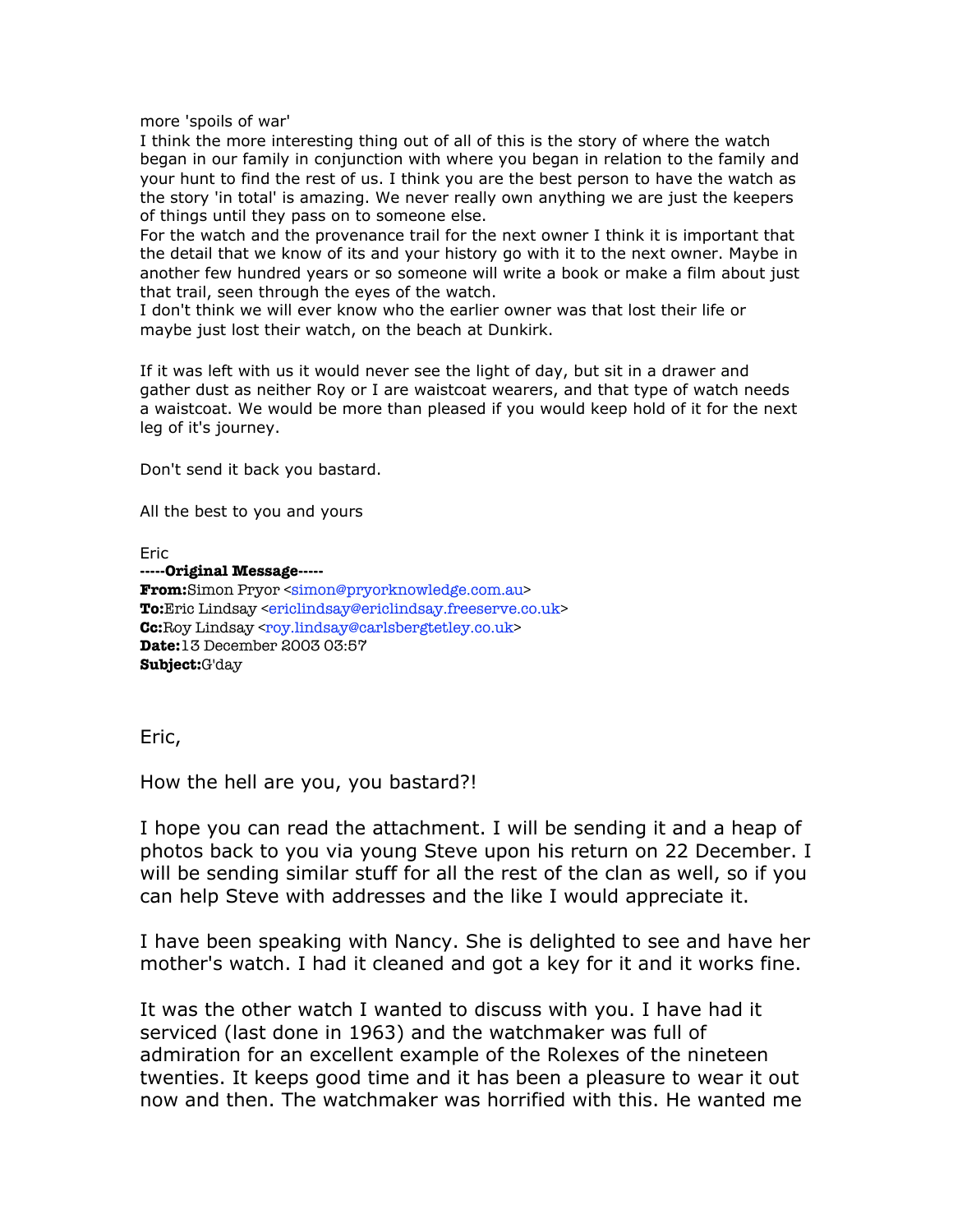more 'spoils of war'

I think the more interesting thing out of all of this is the story of where the watch began in our family in conjunction with where you began in relation to the family and your hunt to find the rest of us. I think you are the best person to have the watch as the story 'in total' is amazing. We never really own anything we are just the keepers of things until they pass on to someone else.

For the watch and the provenance trail for the next owner I think it is important that the detail that we know of its and your history go with it to the next owner. Maybe in another few hundred years or so someone will write a book or make a film about just that trail, seen through the eyes of the watch.

I don't think we will ever know who the earlier owner was that lost their life or maybe just lost their watch, on the beach at Dunkirk.

If it was left with us it would never see the light of day, but sit in a drawer and gather dust as neither Roy or I are waistcoat wearers, and that type of watch needs a waistcoat. We would be more than pleased if you would keep hold of it for the next leg of it's journey.

Don't send it back you bastard.

All the best to you and yours

Eric

**-----Original Message-----**
**From:** Simon Pryor <simon@pryorknowledge.com.au>
**To:** Eric Lindsay <ericlindsay@ericlindsay.freeserve.co.uk>
**Cc:** Roy Lindsay <roy.lindsay@carlsbergtetley.co.uk>
**Date:** 13 December 2003 03:57
**Subject:** G'day

Eric,

How the hell are you, you bastard?!

I hope you can read the attachment. I will be sending it and a heap of photos back to you via young Steve upon his return on 22 December. I will be sending similar stuff for all the rest of the clan as well, so if you can help Steve with addresses and the like I would appreciate it.

I have been speaking with Nancy. She is delighted to see and have her mother's watch. I had it cleaned and got a key for it and it works fine.

It was the other watch I wanted to discuss with you. I have had it serviced (last done in 1963) and the watchmaker was full of admiration for an excellent example of the Rolexes of the nineteen twenties. It keeps good time and it has been a pleasure to wear it out now and then. The watchmaker was horrified with this. He wanted me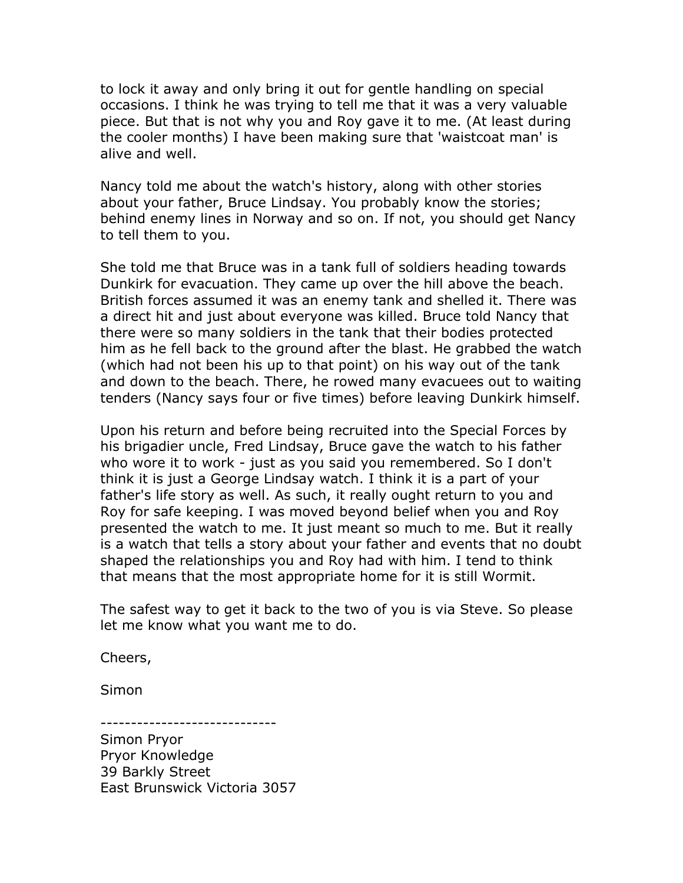to lock it away and only bring it out for gentle handling on special occasions. I think he was trying to tell me that it was a very valuable piece. But that is not why you and Roy gave it to me. (At least during the cooler months) I have been making sure that 'waistcoat man' is alive and well.

Nancy told me about the watch's history, along with other stories about your father, Bruce Lindsay. You probably know the stories; behind enemy lines in Norway and so on. If not, you should get Nancy to tell them to you.

She told me that Bruce was in a tank full of soldiers heading towards Dunkirk for evacuation. They came up over the hill above the beach. British forces assumed it was an enemy tank and shelled it. There was a direct hit and just about everyone was killed. Bruce told Nancy that there were so many soldiers in the tank that their bodies protected him as he fell back to the ground after the blast. He grabbed the watch (which had not been his up to that point) on his way out of the tank and down to the beach. There, he rowed many evacuees out to waiting tenders (Nancy says four or five times) before leaving Dunkirk himself.

Upon his return and before being recruited into the Special Forces by his brigadier uncle, Fred Lindsay, Bruce gave the watch to his father who wore it to work - just as you said you remembered. So I don't think it is just a George Lindsay watch. I think it is a part of your father's life story as well. As such, it really ought return to you and Roy for safe keeping. I was moved beyond belief when you and Roy presented the watch to me. It just meant so much to me. But it really is a watch that tells a story about your father and events that no doubt shaped the relationships you and Roy had with him. I tend to think that means that the most appropriate home for it is still Wormit.

The safest way to get it back to the two of you is via Steve. So please let me know what you want me to do.

Cheers,

Simon

-----------------------------
Simon Pryor
Pryor Knowledge
39 Barkly Street
East Brunswick Victoria 3057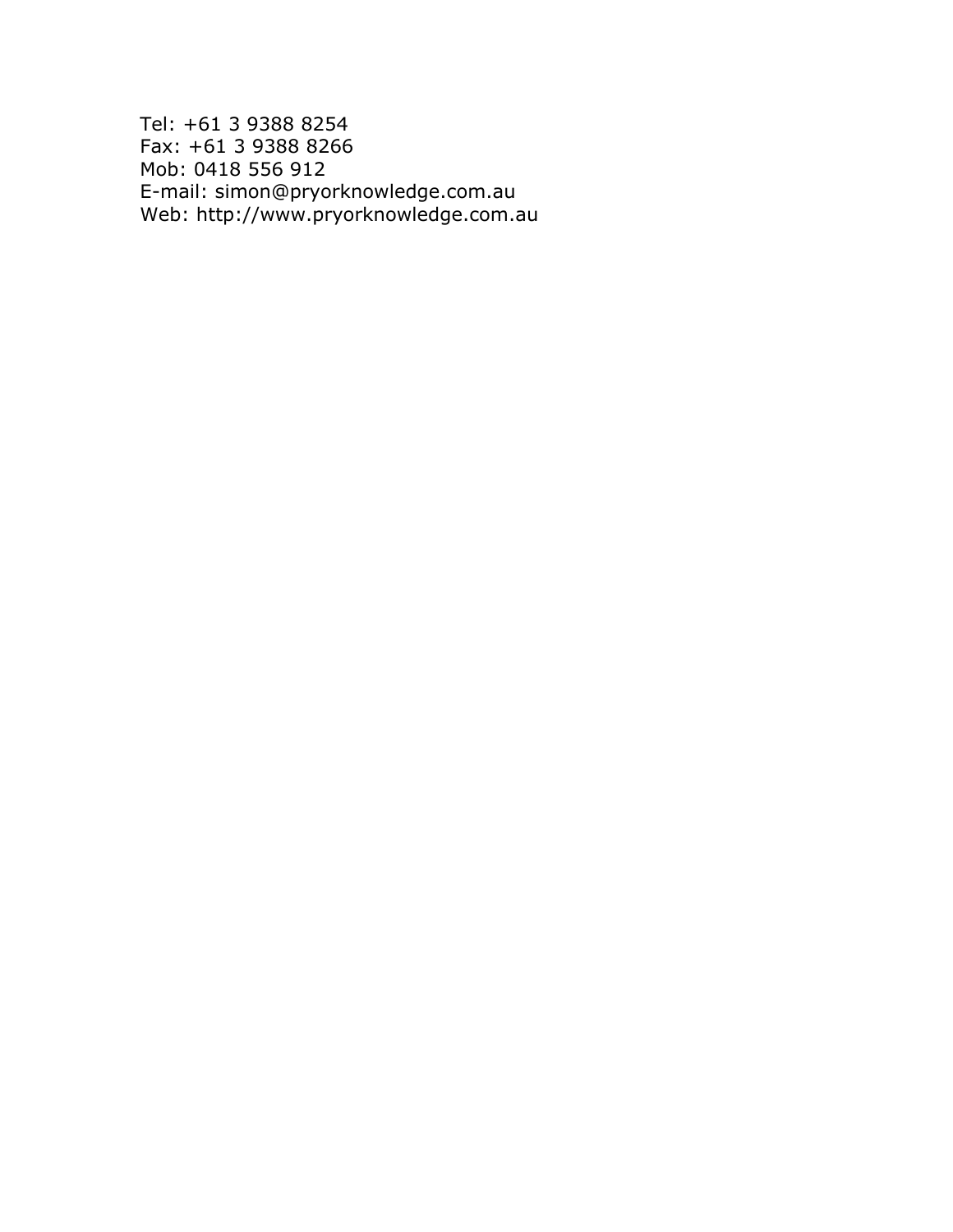Tel: +61 3 9388 8254
Fax: +61 3 9388 8266
Mob: 0418 556 912
E-mail: simon@pryorknowledge.com.au
Web: http://www.pryorknowledge.com.au